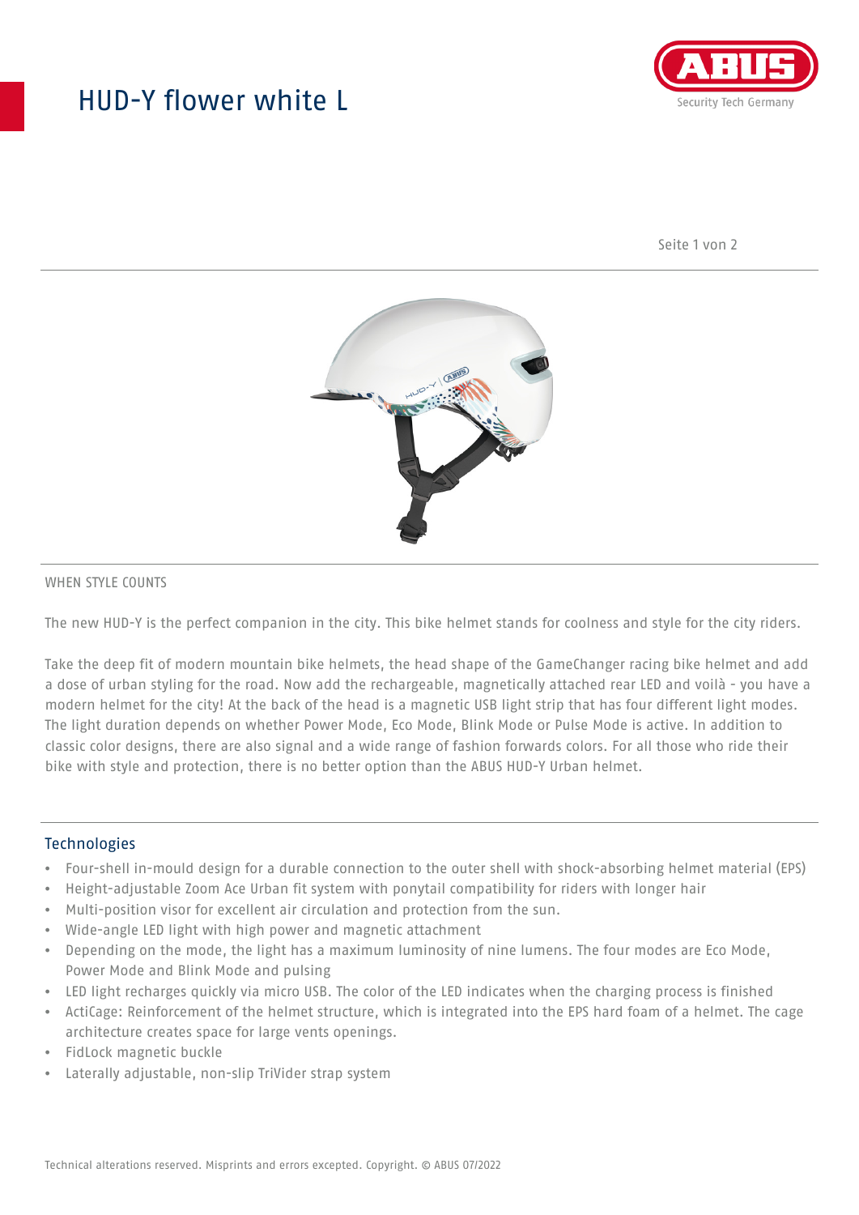# HUD-Y flower white L

WHEN STYLE COUNTS

The new HUD-Y is the perfect companion in the city. This bike helmet stands for coolness and style for the city riders.

Take the deep fit of modern mountain bike helmets, the head shape of the GameChanger racing bike helmet and add a dose of urban styling for the road. Now add the rechargeable, magnetically attached rear LED and voilà - you have a modern helmet for the city! At the back of the head is a magnetic USB light strip that has four different light modes. The light duration depends on whether Power Mode, Eco Mode, Blink Mode or Pulse Mode is active. In addition to classic color designs, there are also signal and a wide range of fashion forwards colors. For all those who ride their bike with style and protection, there is no better option than the ABUS HUD-Y Urban helmet.

## Technologies

- Four-shell in-mould design for a durable connection to the outer shell with shock-absorbing helmet material (EPS)
- Height-adjustable Zoom Ace Urban fit system with ponytail compatibility for riders with longer hair
- Multi-position visor for excellent air circulation and protection from the sun.
- Wide-angle LED light with high power and magnetic attachment
- Depending on the mode, the light has a maximum luminosity of nine lumens. The four modes are Eco Mode, Power Mode and Blink Mode and pulsing
- LED light recharges quickly via micro USB. The color of the LED indicates when the charging process is finished
- ActiCage: Reinforcement of the helmet structure, which is integrated into the EPS hard foam of a helmet. The cage architecture creates space for large vents openings.
- FidLock magnetic buckle
- Laterally adjustable, non-slip TriVider strap system

Technical alterations reserved. Misprints and errors excepted. Copyright. © ABUS 07/2022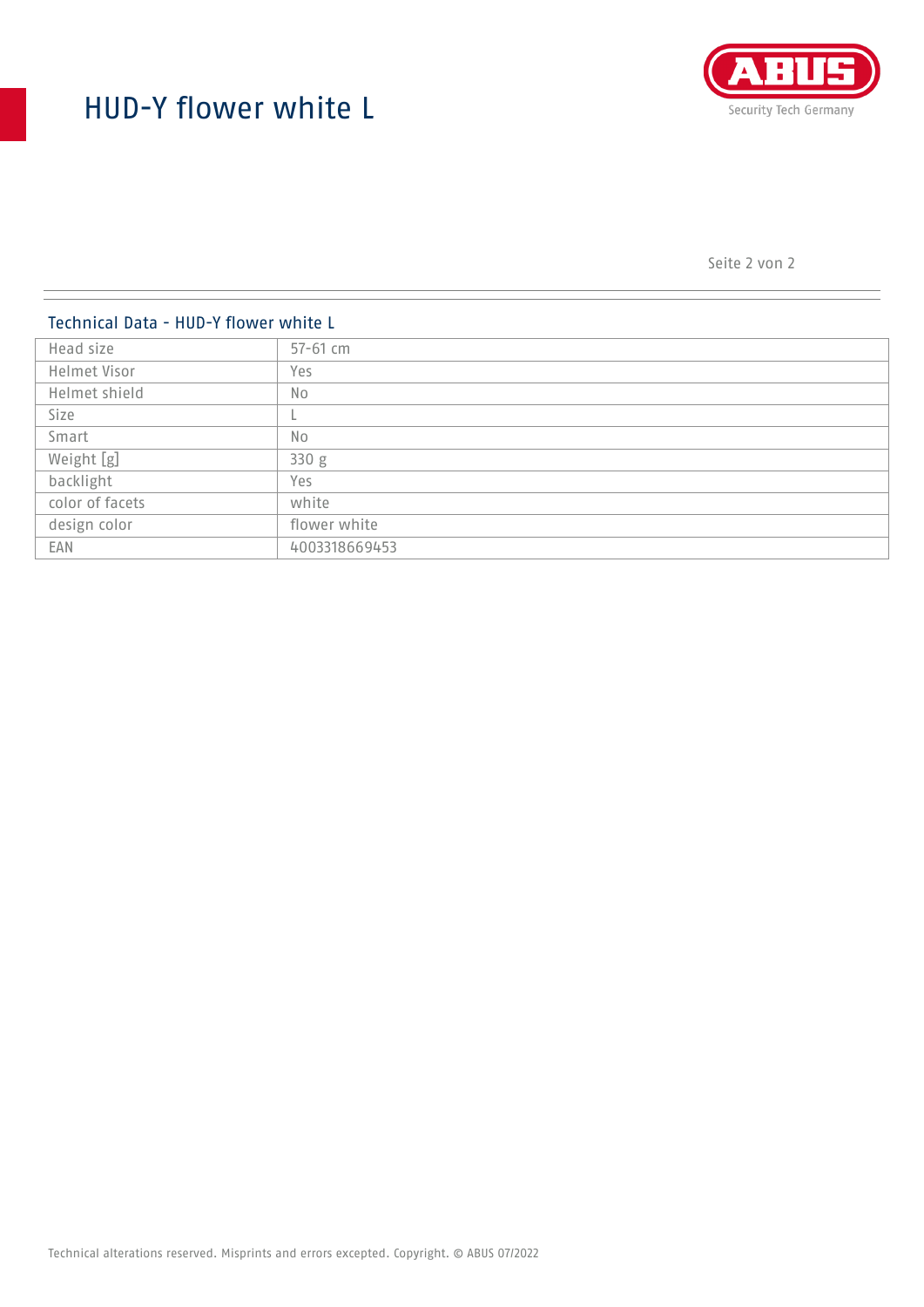# HUD-Y flower white L

## Technical Data - HUD-Y flower white L

| | |
|---|---|
| Head size | 57-61 cm |
| Helmet Visor | Yes |
| Helmet shield | No |
| Size | L |
| Smart | No |
| Weight [g] | 330 g |
| backlight | Yes |
| color of facets | white |
| design color | flower white |
| EAN | 4003318669453 |

Technical alterations reserved. Misprints and errors excepted. Copyright. © ABUS 07/2022